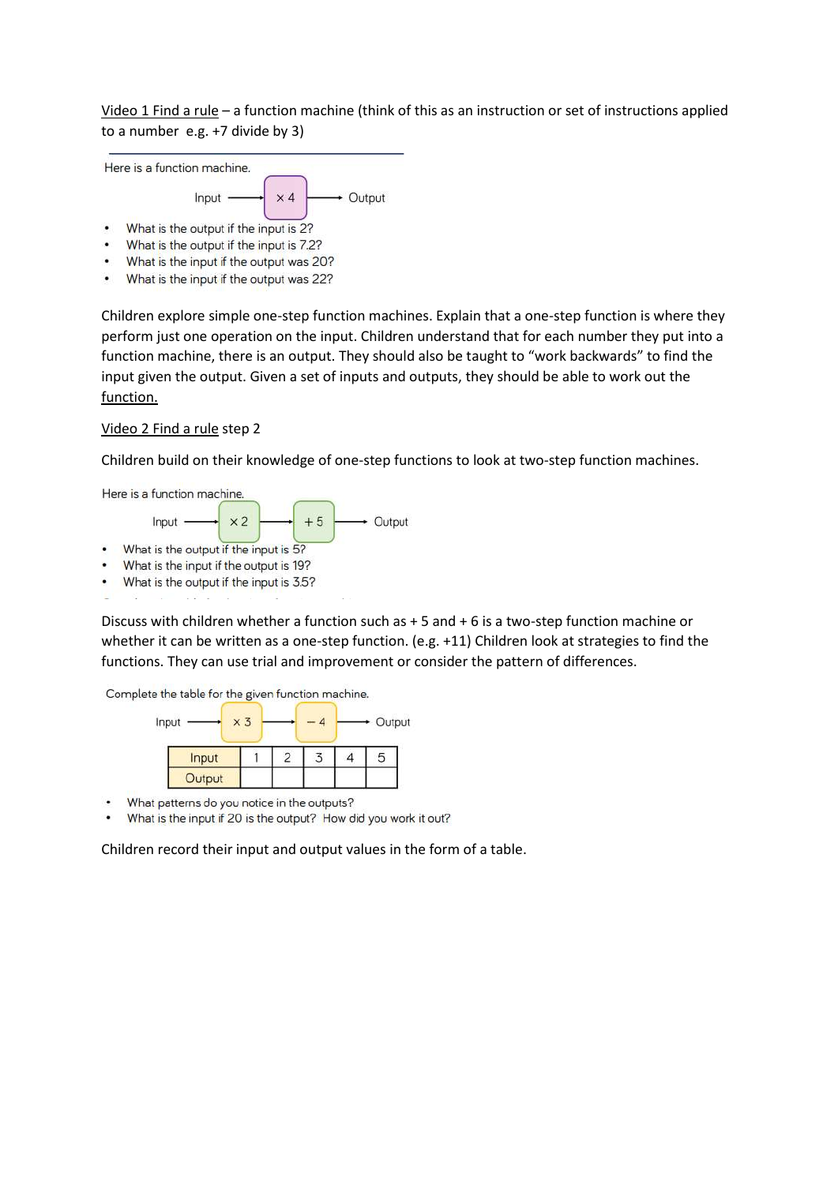Video 1 Find a rule – a function machine (think of this as an instruction or set of instructions applied to a number e.g. +7 divide by 3)

Here is a function machine.

Input → $\times 4$ → Output

- What is the output if the input is 2?
- What is the output if the input is 7.2?
- What is the input if the output was 20?
- What is the input if the output was 22?

Children explore simple one-step function machines. Explain that a one-step function is where they perform just one operation on the input. Children understand that for each number they put into a function machine, there is an output. They should also be taught to "work backwards" to find the input given the output. Given a set of inputs and outputs, they should be able to work out the function.

Video 2 Find a rule step 2

Children build on their knowledge of one-step functions to look at two-step function machines.

Here is a function machine.

Input → $\times 2$ → $+ 5$ → Output

- What is the output if the input is 5?
- What is the input if the output is 19?
- What is the output if the input is 3.5?

Discuss with children whether a function such as + 5 and + 6 is a two-step function machine or whether it can be written as a one-step function. (e.g. +11) Children look at strategies to find the functions. They can use trial and improvement or consider the pattern of differences.

Complete the table for the given function machine.

Input → $\times 3$ → $- 4$ → Output

| Input | 1 | 2 | 3 | 4 | 5 |
| --- | --- | --- | --- | --- | --- |
| Output | | | | | |

- What patterns do you notice in the outputs?
- What is the input if 20 is the output? How did you work it out?

Children record their input and output values in the form of a table.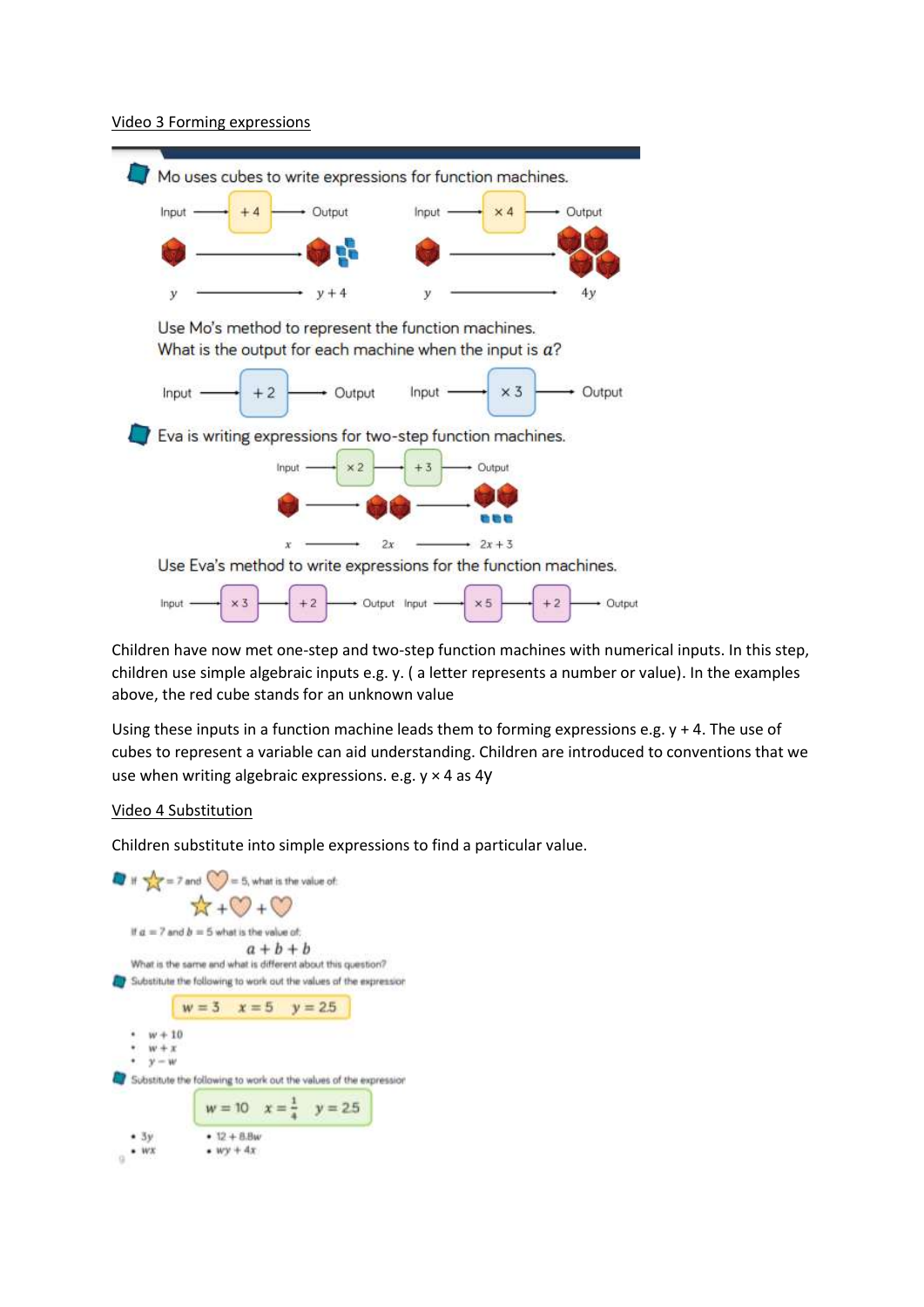Video 3 Forming expressions

Mo uses cubes to write expressions for function machines.

Input → $+4$ → Output    Input → $\times 4$ → Output

$y$ → $y + 4$    $y$ → $4y$

Use Mo's method to represent the function machines.
What is the output for each machine when the input is $a$?

Input → $+2$ → Output    Input → $\times 3$ → Output

Eva is writing expressions for two-step function machines.

Input → $\times 2$ → $+3$ → Output

$x$ → $2x$ → $2x + 3$

Use Eva's method to write expressions for the function machines.

Input → $\times 3$ → $+2$ → Output    Input → $\times 5$ → $+2$ → Output

Children have now met one-step and two-step function machines with numerical inputs. In this step, children use simple algebraic inputs e.g. y. ( a letter represents a number or value). In the examples above, the red cube stands for an unknown value

Using these inputs in a function machine leads them to forming expressions e.g. y + 4. The use of cubes to represent a variable can aid understanding. Children are introduced to conventions that we use when writing algebraic expressions. e.g. y × 4 as 4y

Video 4 Substitution

Children substitute into simple expressions to find a particular value.

If ☆ = 7 and ♡ = 5, what is the value of:

☆ + ♡ + ♡

If $a = 7$ and $b = 5$ what is the value of:

$$a + b + b$$

What is the same and what is different about this question?

Substitute the following to work out the values of the expression

$w = 3 \quad x = 5 \quad y = 2.5$

- $w + 10$
- $w + x$
- $y - w$

Substitute the following to work out the values of the expression

$w = 10 \quad x = \frac{1}{4} \quad y = 2.5$

- $3y$
- $wx$
- $12 + 8.8w$
- $wy + 4x$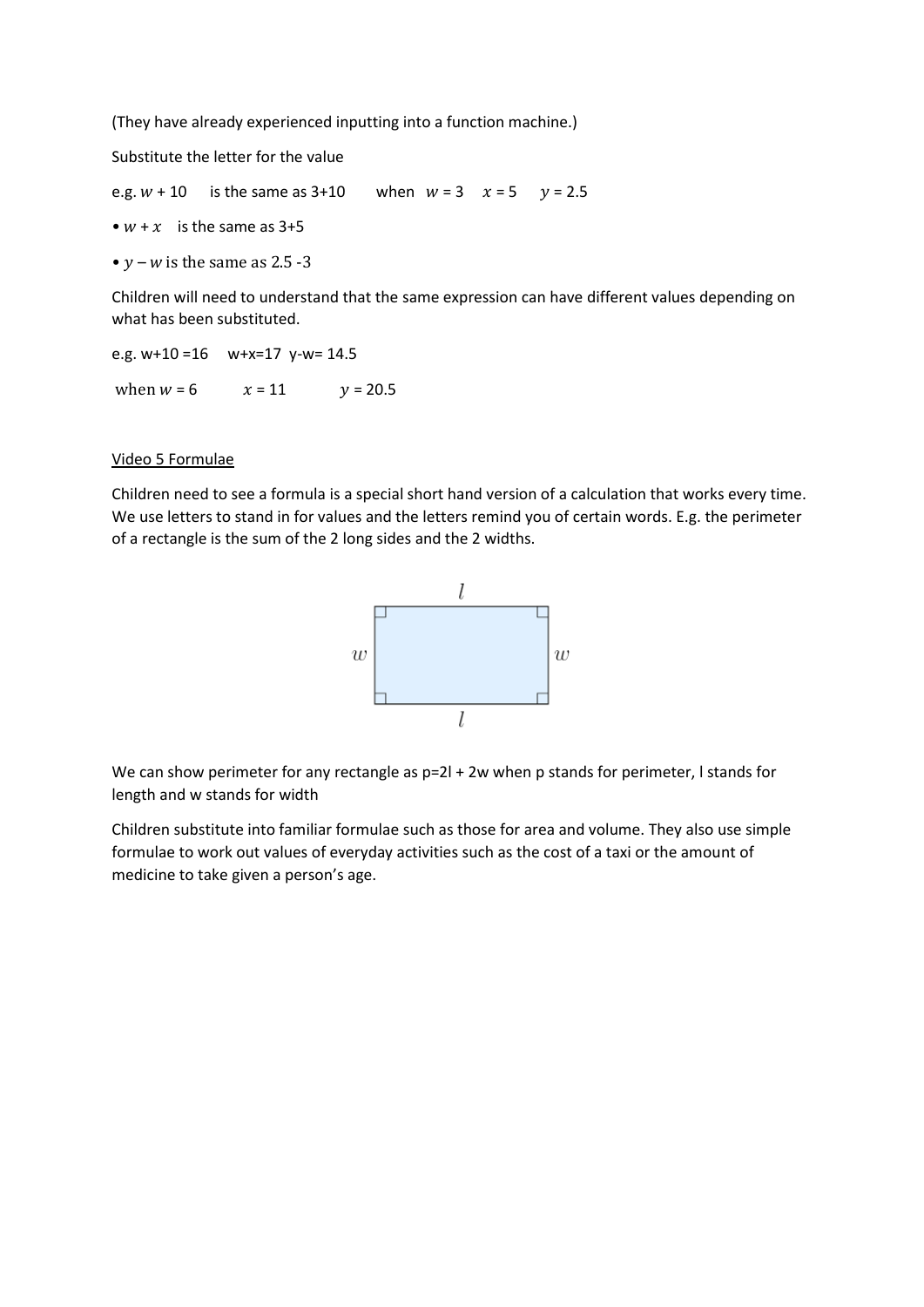(They have already experienced inputting into a function machine.)

Substitute the letter for the value

e.g. $w + 10$ is the same as 3+10 when $w = 3$ $x = 5$ $y = 2.5$

- $w + x$ is the same as 3+5
- $y - w$ is the same as 2.5 -3

Children will need to understand that the same expression can have different values depending on what has been substituted.

e.g. $w+10 = 16$ $w+x=17$ $y-w= 14.5$

when $w = 6$ $x = 11$ $y = 20.5$

Video 5 Formulae

Children need to see a formula is a special short hand version of a calculation that works every time. We use letters to stand in for values and the letters remind you of certain words. E.g. the perimeter of a rectangle is the sum of the 2 long sides and the 2 widths.

$l$

$w$ $w$

$l$

We can show perimeter for any rectangle as $p=2l + 2w$ when p stands for perimeter, l stands for length and w stands for width

Children substitute into familiar formulae such as those for area and volume. They also use simple formulae to work out values of everyday activities such as the cost of a taxi or the amount of medicine to take given a person's age.